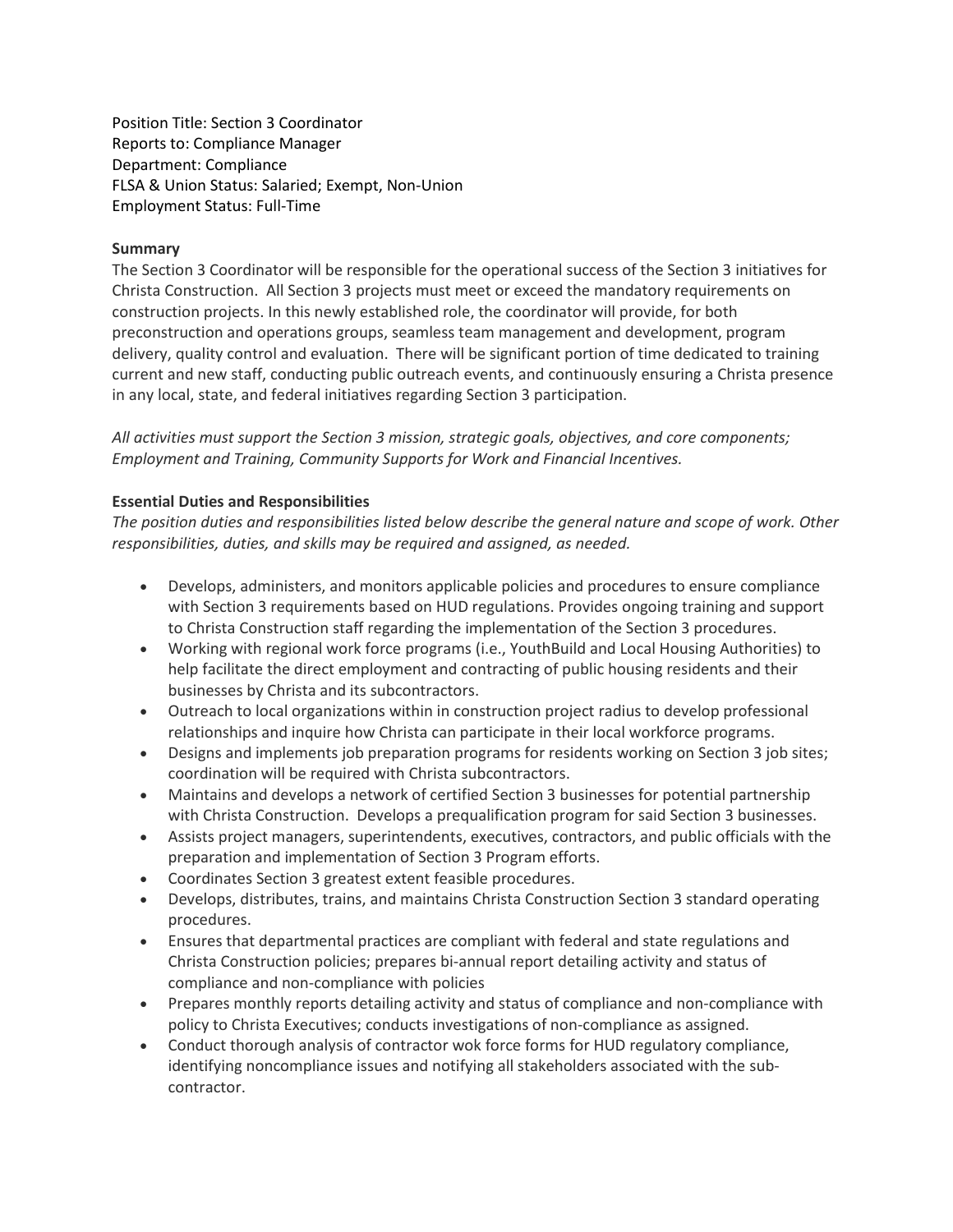Position Title: Section 3 Coordinator
Reports to: Compliance Manager
Department: Compliance
FLSA & Union Status: Salaried; Exempt, Non-Union
Employment Status: Full-Time

**Summary**

The Section 3 Coordinator will be responsible for the operational success of the Section 3 initiatives for Christa Construction. All Section 3 projects must meet or exceed the mandatory requirements on construction projects. In this newly established role, the coordinator will provide, for both preconstruction and operations groups, seamless team management and development, program delivery, quality control and evaluation. There will be significant portion of time dedicated to training current and new staff, conducting public outreach events, and continuously ensuring a Christa presence in any local, state, and federal initiatives regarding Section 3 participation.

*All activities must support the Section 3 mission, strategic goals, objectives, and core components; Employment and Training, Community Supports for Work and Financial Incentives.*

**Essential Duties and Responsibilities**

*The position duties and responsibilities listed below describe the general nature and scope of work. Other responsibilities, duties, and skills may be required and assigned, as needed.*

- Develops, administers, and monitors applicable policies and procedures to ensure compliance with Section 3 requirements based on HUD regulations. Provides ongoing training and support to Christa Construction staff regarding the implementation of the Section 3 procedures.
- Working with regional work force programs (i.e., YouthBuild and Local Housing Authorities) to help facilitate the direct employment and contracting of public housing residents and their businesses by Christa and its subcontractors.
- Outreach to local organizations within in construction project radius to develop professional relationships and inquire how Christa can participate in their local workforce programs.
- Designs and implements job preparation programs for residents working on Section 3 job sites; coordination will be required with Christa subcontractors.
- Maintains and develops a network of certified Section 3 businesses for potential partnership with Christa Construction. Develops a prequalification program for said Section 3 businesses.
- Assists project managers, superintendents, executives, contractors, and public officials with the preparation and implementation of Section 3 Program efforts.
- Coordinates Section 3 greatest extent feasible procedures.
- Develops, distributes, trains, and maintains Christa Construction Section 3 standard operating procedures.
- Ensures that departmental practices are compliant with federal and state regulations and Christa Construction policies; prepares bi-annual report detailing activity and status of compliance and non-compliance with policies
- Prepares monthly reports detailing activity and status of compliance and non-compliance with policy to Christa Executives; conducts investigations of non-compliance as assigned.
- Conduct thorough analysis of contractor wok force forms for HUD regulatory compliance, identifying noncompliance issues and notifying all stakeholders associated with the sub-contractor.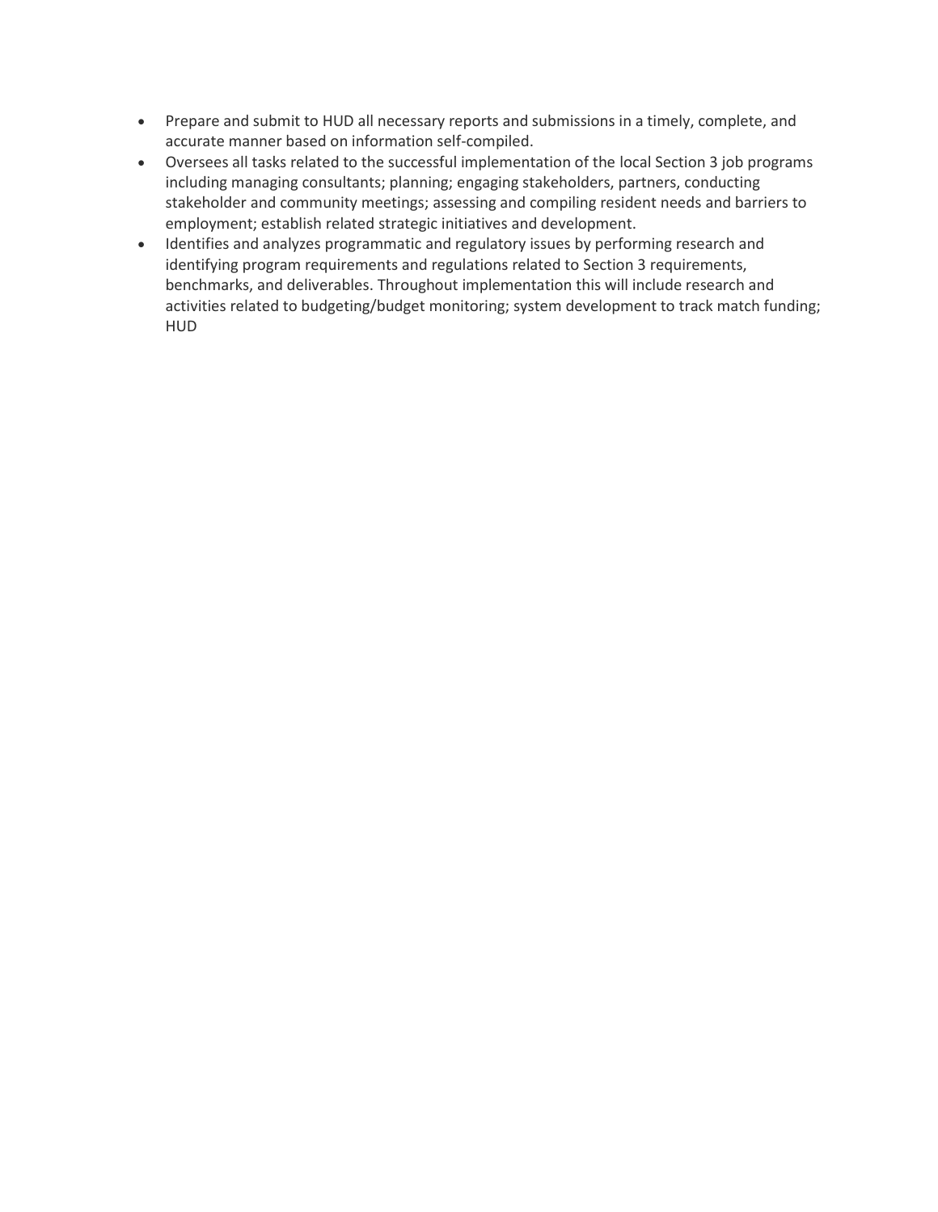- Prepare and submit to HUD all necessary reports and submissions in a timely, complete, and accurate manner based on information self-compiled.
- Oversees all tasks related to the successful implementation of the local Section 3 job programs including managing consultants; planning; engaging stakeholders, partners, conducting stakeholder and community meetings; assessing and compiling resident needs and barriers to employment; establish related strategic initiatives and development.
- Identifies and analyzes programmatic and regulatory issues by performing research and identifying program requirements and regulations related to Section 3 requirements, benchmarks, and deliverables. Throughout implementation this will include research and activities related to budgeting/budget monitoring; system development to track match funding; HUD